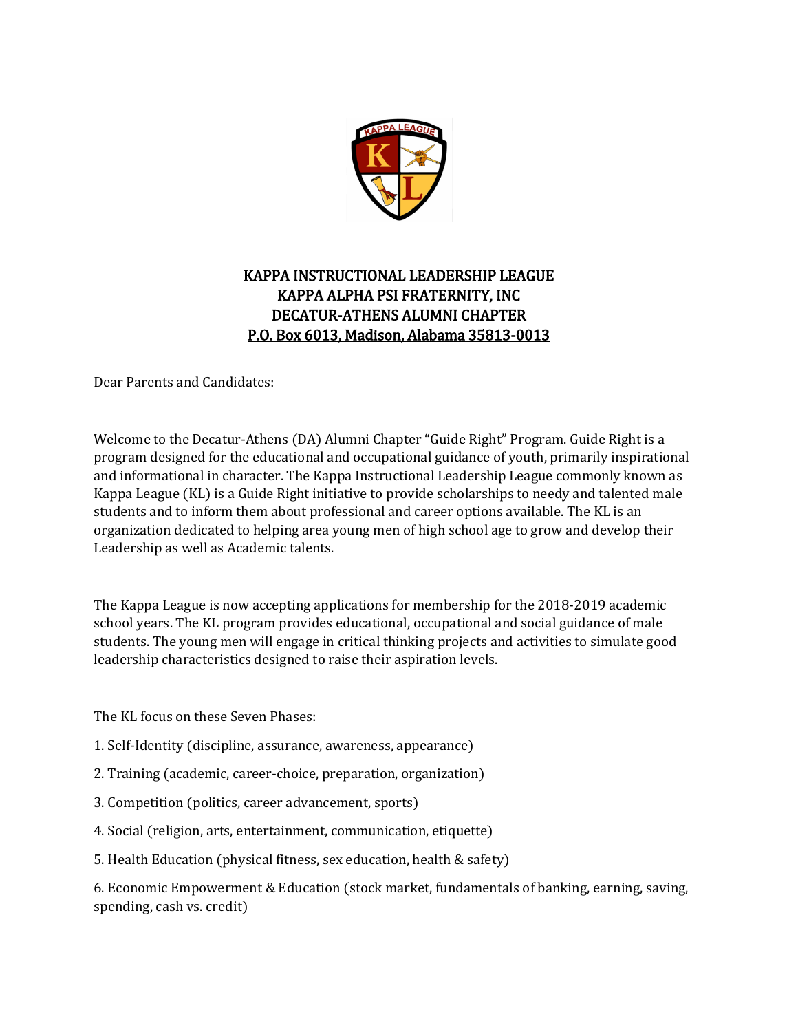**KAPPA INSTRUCTIONAL LEADERSHIP LEAGUE**
**KAPPA ALPHA PSI FRATERNITY, INC**
**DECATUR-ATHENS ALUMNI CHAPTER**
**P.O. Box 6013, Madison, Alabama 35813-0013**

Dear Parents and Candidates:

Welcome to the Decatur-Athens (DA) Alumni Chapter "Guide Right" Program. Guide Right is a program designed for the educational and occupational guidance of youth, primarily inspirational and informational in character. The Kappa Instructional Leadership League commonly known as Kappa League (KL) is a Guide Right initiative to provide scholarships to needy and talented male students and to inform them about professional and career options available. The KL is an organization dedicated to helping area young men of high school age to grow and develop their Leadership as well as Academic talents.

The Kappa League is now accepting applications for membership for the 2018-2019 academic school years. The KL program provides educational, occupational and social guidance of male students. The young men will engage in critical thinking projects and activities to simulate good leadership characteristics designed to raise their aspiration levels.

The KL focus on these Seven Phases:

1. Self-Identity (discipline, assurance, awareness, appearance)
2. Training (academic, career-choice, preparation, organization)
3. Competition (politics, career advancement, sports)
4. Social (religion, arts, entertainment, communication, etiquette)
5. Health Education (physical fitness, sex education, health & safety)
6. Economic Empowerment & Education (stock market, fundamentals of banking, earning, saving, spending, cash vs. credit)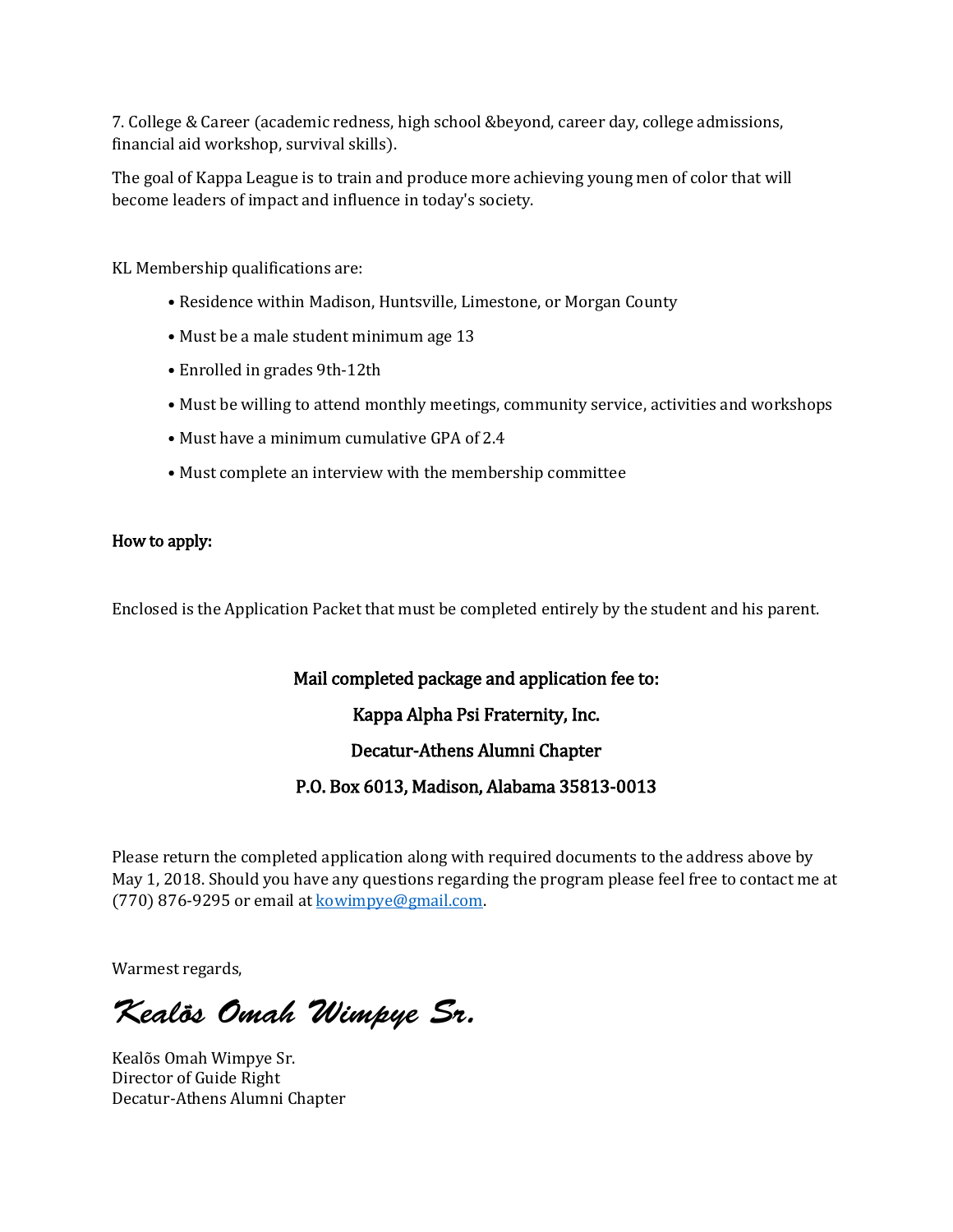7. College & Career (academic redness, high school &beyond, career day, college admissions, financial aid workshop, survival skills).

The goal of Kappa League is to train and produce more achieving young men of color that will become leaders of impact and influence in today's society.

KL Membership qualifications are:

- Residence within Madison, Huntsville, Limestone, or Morgan County
- Must be a male student minimum age 13
- Enrolled in grades 9th-12th
- Must be willing to attend monthly meetings, community service, activities and workshops
- Must have a minimum cumulative GPA of 2.4
- Must complete an interview with the membership committee

**How to apply:**

Enclosed is the Application Packet that must be completed entirely by the student and his parent.

**Mail completed package and application fee to:**

**Kappa Alpha Psi Fraternity, Inc.**

**Decatur-Athens Alumni Chapter**

**P.O. Box 6013, Madison, Alabama 35813-0013**

Please return the completed application along with required documents to the address above by May 1, 2018. Should you have any questions regarding the program please feel free to contact me at (770) 876-9295 or email at kowimpye@gmail.com.

Warmest regards,

*Kealõs Omah Wimpye Sr.*

Kealõs Omah Wimpye Sr.
Director of Guide Right
Decatur-Athens Alumni Chapter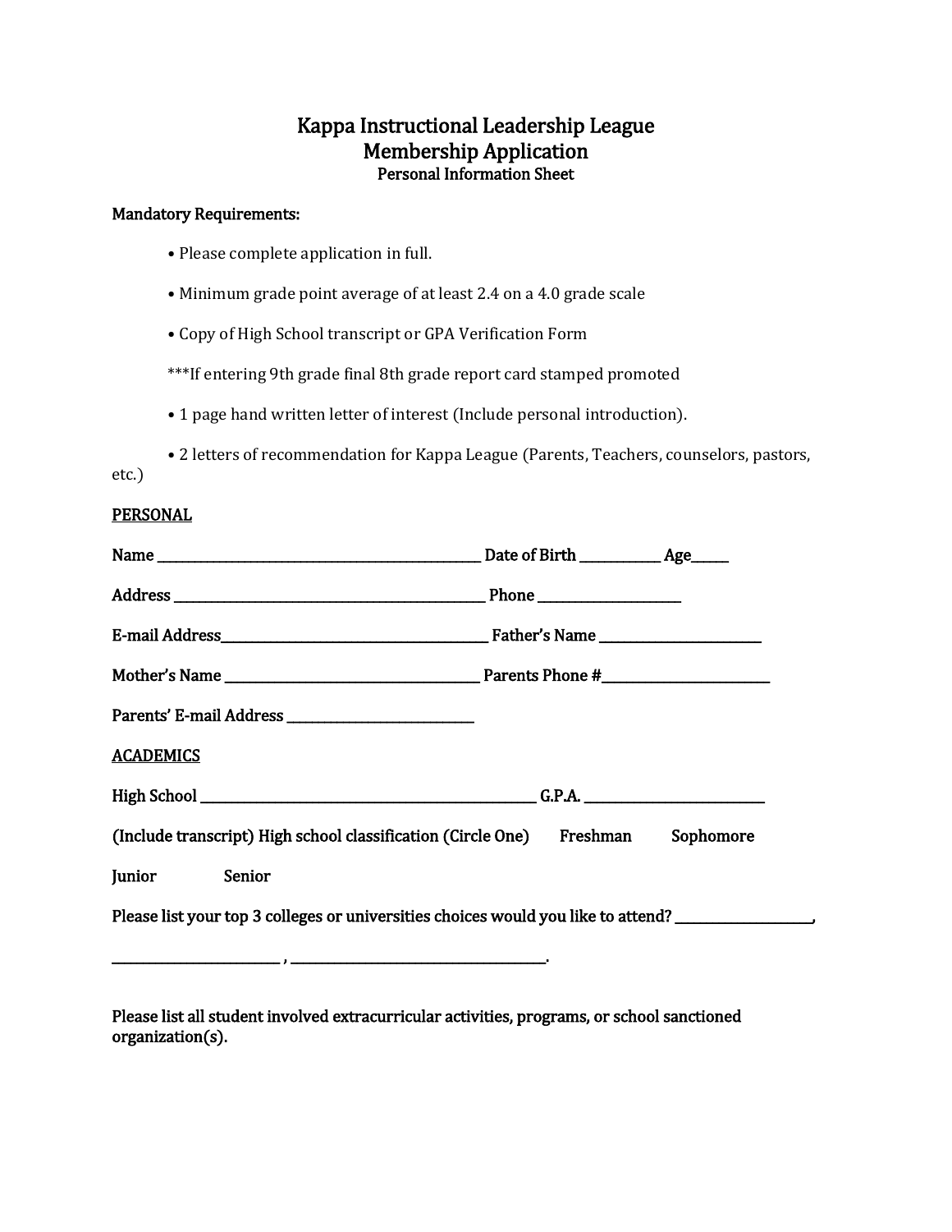# Kappa Instructional Leadership League
## Membership Application
### Personal Information Sheet

**Mandatory Requirements:**

- Please complete application in full.
- Minimum grade point average of at least 2.4 on a 4.0 grade scale
- Copy of High School transcript or GPA Verification Form

***If entering 9th grade final 8th grade report card stamped promoted

- 1 page hand written letter of interest (Include personal introduction).
- 2 letters of recommendation for Kappa League (Parents, Teachers, counselors, pastors, etc.)

**PERSONAL**

**Name** ________________________________________ **Date of Birth** ___________ **Age**_____

**Address** _____________________________________ **Phone** ____________________

**E-mail Address**________________________________ **Father's Name** ______________________

**Mother's Name** _______________________________ **Parents Phone #**______________________

**Parents' E-mail Address** _________________________

**ACADEMICS**

**High School** __________________________________________ **G.P.A.** _________________________

**(Include transcript) High school classification (Circle One)** **Freshman** **Sophomore**

**Junior** **Senior**

**Please list your top 3 colleges or universities choices would you like to attend?** ___________________,

_______________________ , ___________________________________.

**Please list all student involved extracurricular activities, programs, or school sanctioned organization(s).**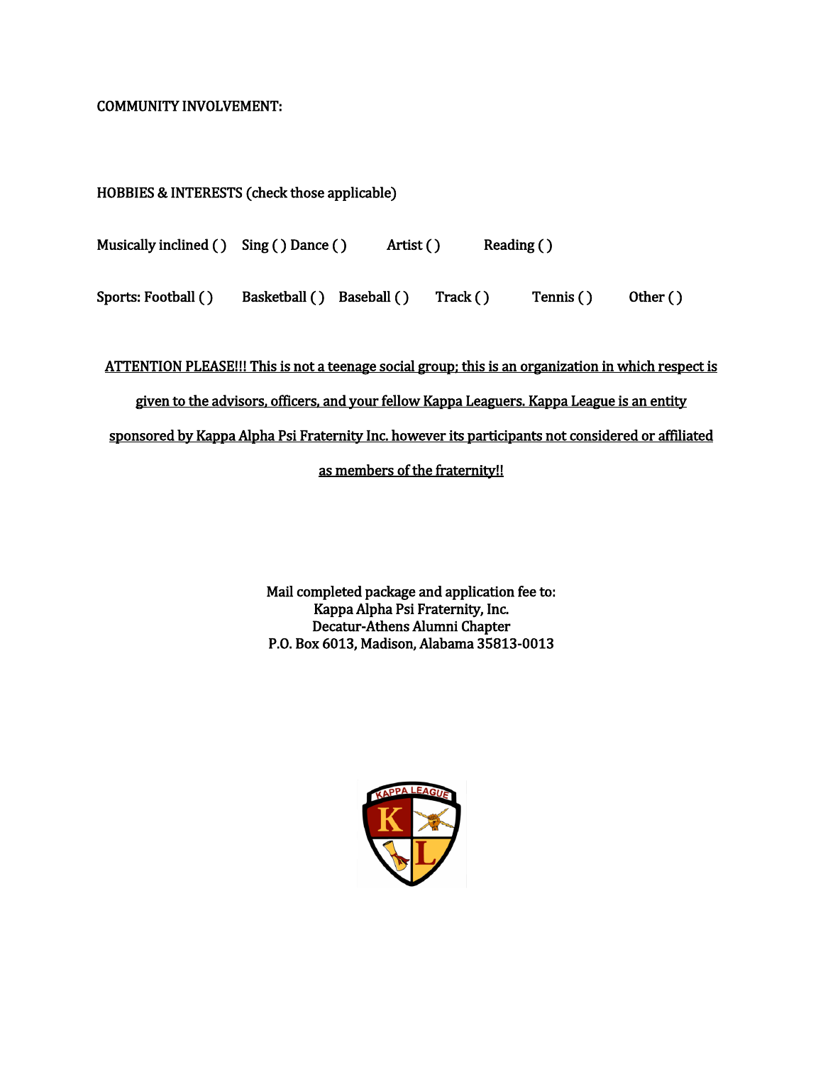COMMUNITY INVOLVEMENT:

HOBBIES & INTERESTS (check those applicable)

Musically inclined ( ) Sing ( ) Dance ( ) Artist ( ) Reading ( )

Sports: Football ( ) Basketball ( ) Baseball ( ) Track ( ) Tennis ( ) Other ( )

<u>ATTENTION PLEASE!!! This is not a teenage social group; this is an organization in which respect is given to the advisors, officers, and your fellow Kappa Leaguers. Kappa League is an entity sponsored by Kappa Alpha Psi Fraternity Inc. however its participants not considered or affiliated as members of the fraternity!!</u>

Mail completed package and application fee to:
Kappa Alpha Psi Fraternity, Inc.
Decatur-Athens Alumni Chapter
P.O. Box 6013, Madison, Alabama 35813-0013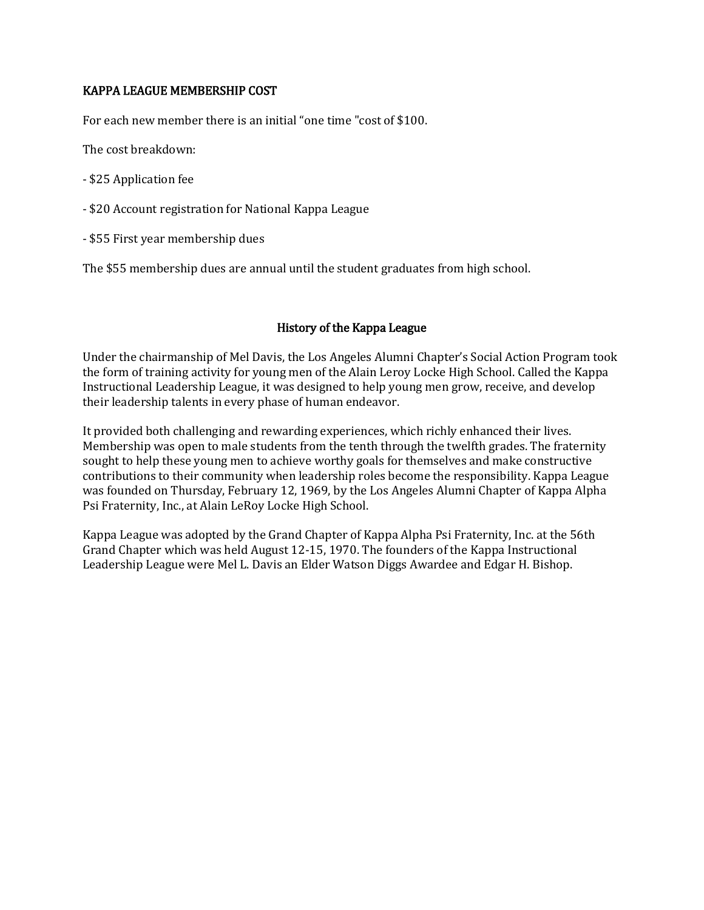**KAPPA LEAGUE MEMBERSHIP COST**

For each new member there is an initial "one time "cost of $100.

The cost breakdown:

- $25 Application fee
- $20 Account registration for National Kappa League
- $55 First year membership dues

The $55 membership dues are annual until the student graduates from high school.

## History of the Kappa League

Under the chairmanship of Mel Davis, the Los Angeles Alumni Chapter's Social Action Program took the form of training activity for young men of the Alain Leroy Locke High School. Called the Kappa Instructional Leadership League, it was designed to help young men grow, receive, and develop their leadership talents in every phase of human endeavor.

It provided both challenging and rewarding experiences, which richly enhanced their lives. Membership was open to male students from the tenth through the twelfth grades. The fraternity sought to help these young men to achieve worthy goals for themselves and make constructive contributions to their community when leadership roles become the responsibility. Kappa League was founded on Thursday, February 12, 1969, by the Los Angeles Alumni Chapter of Kappa Alpha Psi Fraternity, Inc., at Alain LeRoy Locke High School.

Kappa League was adopted by the Grand Chapter of Kappa Alpha Psi Fraternity, Inc. at the 56th Grand Chapter which was held August 12-15, 1970. The founders of the Kappa Instructional Leadership League were Mel L. Davis an Elder Watson Diggs Awardee and Edgar H. Bishop.